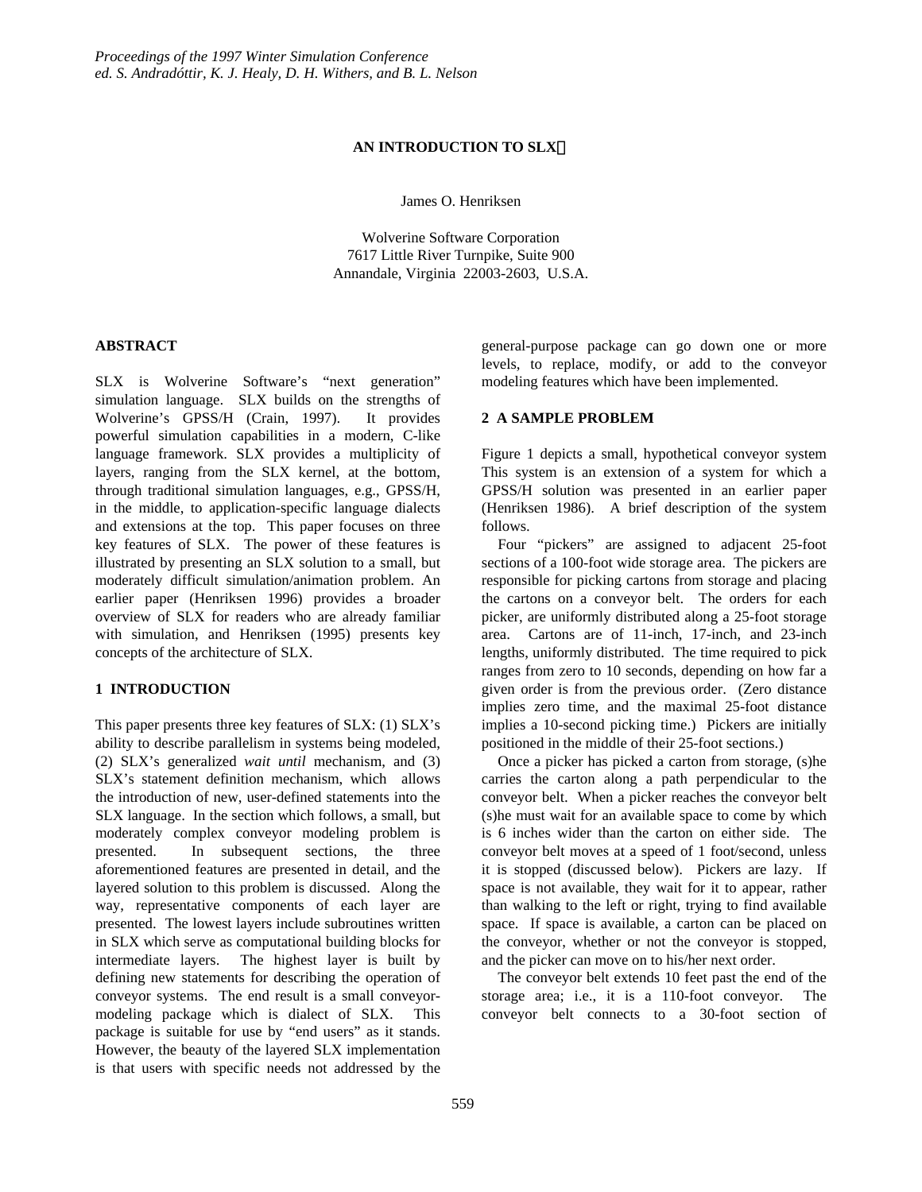Proceedings of the 1997 Winter Simulation Conference
ed. S. Andradóttir, K. J. Healy, D. H. Withers, and B. L. Nelson

# AN INTRODUCTION TO SLX

James O. Henriksen

Wolverine Software Corporation
7617 Little River Turnpike, Suite 900
Annandale, Virginia 22003-2603, U.S.A.

## ABSTRACT

SLX is Wolverine Software's "next generation" simulation language. SLX builds on the strengths of Wolverine's GPSS/H (Crain, 1997). It provides powerful simulation capabilities in a modern, C-like language framework. SLX provides a multiplicity of layers, ranging from the SLX kernel, at the bottom, through traditional simulation languages, e.g., GPSS/H, in the middle, to application-specific language dialects and extensions at the top. This paper focuses on three key features of SLX. The power of these features is illustrated by presenting an SLX solution to a small, but moderately difficult simulation/animation problem. An earlier paper (Henriksen 1996) provides a broader overview of SLX for readers who are already familiar with simulation, and Henriksen (1995) presents key concepts of the architecture of SLX.

## 1 INTRODUCTION

This paper presents three key features of SLX: (1) SLX's ability to describe parallelism in systems being modeled, (2) SLX's generalized *wait until* mechanism, and (3) SLX's statement definition mechanism, which allows the introduction of new, user-defined statements into the SLX language. In the section which follows, a small, but moderately complex conveyor modeling problem is presented. In subsequent sections, the three aforementioned features are presented in detail, and the layered solution to this problem is discussed. Along the way, representative components of each layer are presented. The lowest layers include subroutines written in SLX which serve as computational building blocks for intermediate layers. The highest layer is built by defining new statements for describing the operation of conveyor systems. The end result is a small conveyor-modeling package which is dialect of SLX. This package is suitable for use by "end users" as it stands. However, the beauty of the layered SLX implementation is that users with specific needs not addressed by the general-purpose package can go down one or more levels, to replace, modify, or add to the conveyor modeling features which have been implemented.

## 2 A SAMPLE PROBLEM

Figure 1 depicts a small, hypothetical conveyor system This system is an extension of a system for which a GPSS/H solution was presented in an earlier paper (Henriksen 1986). A brief description of the system follows.

Four "pickers" are assigned to adjacent 25-foot sections of a 100-foot wide storage area. The pickers are responsible for picking cartons from storage and placing the cartons on a conveyor belt. The orders for each picker, are uniformly distributed along a 25-foot storage area. Cartons are of 11-inch, 17-inch, and 23-inch lengths, uniformly distributed. The time required to pick ranges from zero to 10 seconds, depending on how far a given order is from the previous order. (Zero distance implies zero time, and the maximal 25-foot distance implies a 10-second picking time.) Pickers are initially positioned in the middle of their 25-foot sections.)

Once a picker has picked a carton from storage, (s)he carries the carton along a path perpendicular to the conveyor belt. When a picker reaches the conveyor belt (s)he must wait for an available space to come by which is 6 inches wider than the carton on either side. The conveyor belt moves at a speed of 1 foot/second, unless it is stopped (discussed below). Pickers are lazy. If space is not available, they wait for it to appear, rather than walking to the left or right, trying to find available space. If space is available, a carton can be placed on the conveyor, whether or not the conveyor is stopped, and the picker can move on to his/her next order.

The conveyor belt extends 10 feet past the end of the storage area; i.e., it is a 110-foot conveyor. The conveyor belt connects to a 30-foot section of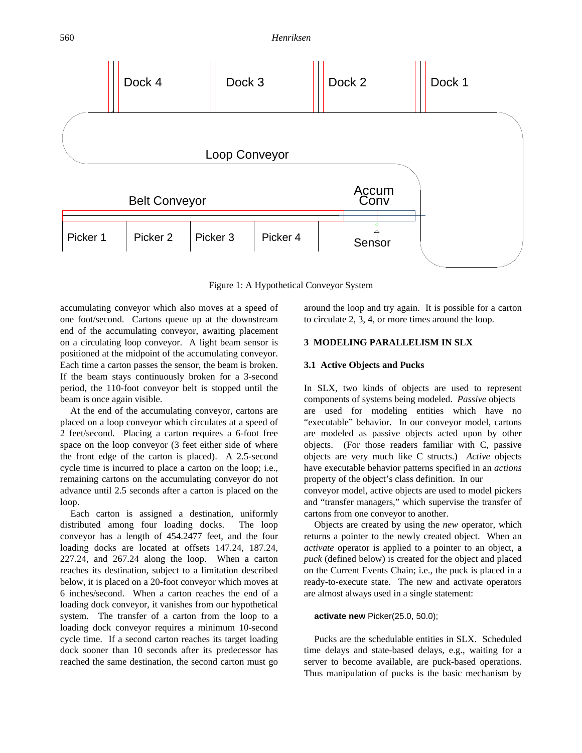Figure 1: A Hypothetical Conveyor System

accumulating conveyor which also moves at a speed of one foot/second. Cartons queue up at the downstream end of the accumulating conveyor, awaiting placement on a circulating loop conveyor. A light beam sensor is positioned at the midpoint of the accumulating conveyor. Each time a carton passes the sensor, the beam is broken. If the beam stays continuously broken for a 3-second period, the 110-foot conveyor belt is stopped until the beam is once again visible.

At the end of the accumulating conveyor, cartons are placed on a loop conveyor which circulates at a speed of 2 feet/second. Placing a carton requires a 6-foot free space on the loop conveyor (3 feet either side of where the front edge of the carton is placed). A 2.5-second cycle time is incurred to place a carton on the loop; i.e., remaining cartons on the accumulating conveyor do not advance until 2.5 seconds after a carton is placed on the loop.

Each carton is assigned a destination, uniformly distributed among four loading docks. The loop conveyor has a length of 454.2477 feet, and the four loading docks are located at offsets 147.24, 187.24, 227.24, and 267.24 along the loop. When a carton reaches its destination, subject to a limitation described below, it is placed on a 20-foot conveyor which moves at 6 inches/second. When a carton reaches the end of a loading dock conveyor, it vanishes from our hypothetical system. The transfer of a carton from the loop to a loading dock conveyor requires a minimum 10-second cycle time. If a second carton reaches its target loading dock sooner than 10 seconds after its predecessor has reached the same destination, the second carton must go around the loop and try again. It is possible for a carton to circulate 2, 3, 4, or more times around the loop.

## 3 MODELING PARALLELISM IN SLX

### 3.1 Active Objects and Pucks

In SLX, two kinds of objects are used to represent components of systems being modeled. *Passive* objects are used for modeling entities which have no "executable" behavior. In our conveyor model, cartons are modeled as passive objects acted upon by other objects. (For those readers familiar with C, passive objects are very much like C structs.) *Active* objects have executable behavior patterns specified in an *actions* property of the object's class definition. In our conveyor model, active objects are used to model pickers and "transfer managers," which supervise the transfer of cartons from one conveyor to another.

Objects are created by using the *new* operator, which returns a pointer to the newly created object. When an *activate* operator is applied to a pointer to an object, a *puck* (defined below) is created for the object and placed on the Current Events Chain; i.e., the puck is placed in a ready-to-execute state. The new and activate operators are almost always used in a single statement:

```
activate new Picker(25.0, 50.0);
```

Pucks are the schedulable entities in SLX. Scheduled time delays and state-based delays, e.g., waiting for a server to become available, are puck-based operations. Thus manipulation of pucks is the basic mechanism by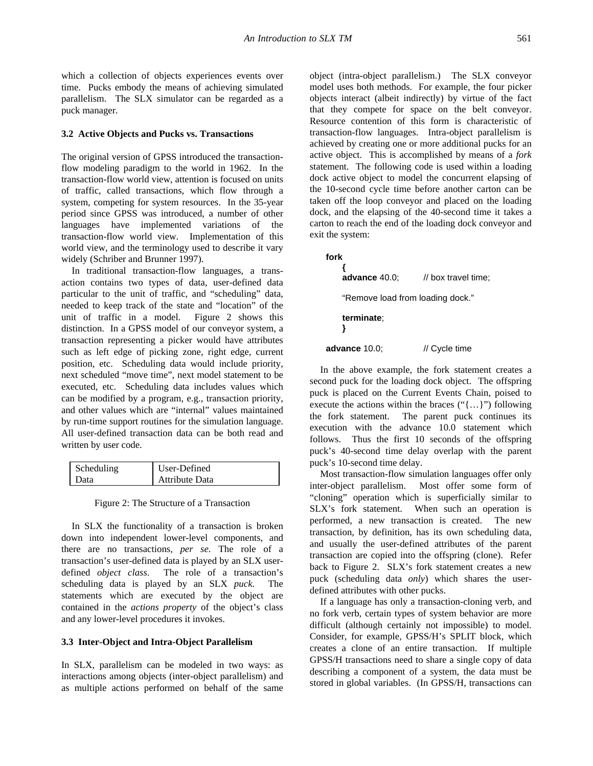which a collection of objects experiences events over time. Pucks embody the means of achieving simulated parallelism. The SLX simulator can be regarded as a puck manager.

### 3.2 Active Objects and Pucks vs. Transactions

The original version of GPSS introduced the transaction-flow modeling paradigm to the world in 1962. In the transaction-flow world view, attention is focused on units of traffic, called transactions, which flow through a system, competing for system resources. In the 35-year period since GPSS was introduced, a number of other languages have implemented variations of the transaction-flow world view. Implementation of this world view, and the terminology used to describe it vary widely (Schriber and Brunner 1997).

In traditional transaction-flow languages, a transaction contains two types of data, user-defined data particular to the unit of traffic, and "scheduling" data, needed to keep track of the state and "location" of the unit of traffic in a model. Figure 2 shows this distinction. In a GPSS model of our conveyor system, a transaction representing a picker would have attributes such as left edge of picking zone, right edge, current position, etc. Scheduling data would include priority, next scheduled "move time", next model statement to be executed, etc. Scheduling data includes values which can be modified by a program, e.g., transaction priority, and other values which are "internal" values maintained by run-time support routines for the simulation language. All user-defined transaction data can be both read and written by user code.

| Scheduling Data | User-Defined Attribute Data |
|---|---|

Figure 2: The Structure of a Transaction

In SLX the functionality of a transaction is broken down into independent lower-level components, and there are no transactions, *per se*. The role of a transaction's user-defined data is played by an SLX user-defined *object class*. The role of a transaction's scheduling data is played by an SLX *puck.* The statements which are executed by the object are contained in the *actions property* of the object's class and any lower-level procedures it invokes.

### 3.3 Inter-Object and Intra-Object Parallelism

In SLX, parallelism can be modeled in two ways: as interactions among objects (inter-object parallelism) and as multiple actions performed on behalf of the same object (intra-object parallelism.) The SLX conveyor model uses both methods. For example, the four picker objects interact (albeit indirectly) by virtue of the fact that they compete for space on the belt conveyor. Resource contention of this form is characteristic of transaction-flow languages. Intra-object parallelism is achieved by creating one or more additional pucks for an active object. This is accomplished by means of a *fork* statement. The following code is used within a loading dock active object to model the concurrent elapsing of the 10-second cycle time before another carton can be taken off the loop conveyor and placed on the loading dock, and the elapsing of the 40-second time it takes a carton to reach the end of the loading dock conveyor and exit the system:

```
fork
    {
    advance 40.0;       // box travel time;

    "Remove load from loading dock."

    terminate;
    }

advance 10.0;           // Cycle time
```

In the above example, the fork statement creates a second puck for the loading dock object. The offspring puck is placed on the Current Events Chain, poised to execute the actions within the braces ("{…}") following the fork statement. The parent puck continues its execution with the advance 10.0 statement which follows. Thus the first 10 seconds of the offspring puck's 40-second time delay overlap with the parent puck's 10-second time delay.

Most transaction-flow simulation languages offer only inter-object parallelism. Most offer some form of "cloning" operation which is superficially similar to SLX's fork statement. When such an operation is performed, a new transaction is created. The new transaction, by definition, has its own scheduling data, and usually the user-defined attributes of the parent transaction are copied into the offspring (clone). Refer back to Figure 2. SLX's fork statement creates a new puck (scheduling data *only*) which shares the user-defined attributes with other pucks.

If a language has only a transaction-cloning verb, and no fork verb, certain types of system behavior are more difficult (although certainly not impossible) to model. Consider, for example, GPSS/H's SPLIT block, which creates a clone of an entire transaction. If multiple GPSS/H transactions need to share a single copy of data describing a component of a system, the data must be stored in global variables. (In GPSS/H, transactions can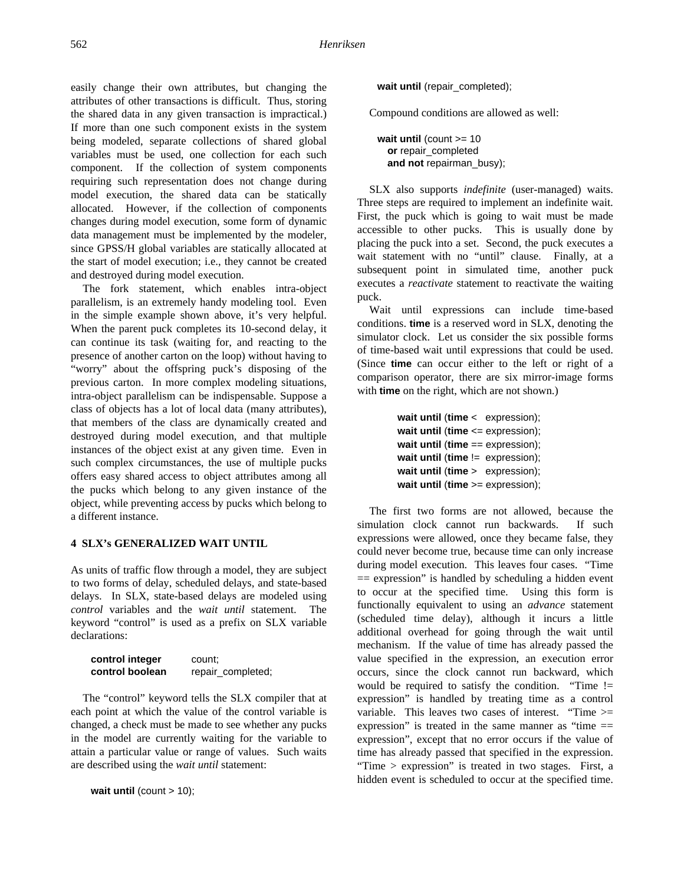easily change their own attributes, but changing the attributes of other transactions is difficult. Thus, storing the shared data in any given transaction is impractical.) If more than one such component exists in the system being modeled, separate collections of shared global variables must be used, one collection for each such component. If the collection of system components requiring such representation does not change during model execution, the shared data can be statically allocated. However, if the collection of components changes during model execution, some form of dynamic data management must be implemented by the modeler, since GPSS/H global variables are statically allocated at the start of model execution; i.e., they cannot be created and destroyed during model execution.

The fork statement, which enables intra-object parallelism, is an extremely handy modeling tool. Even in the simple example shown above, it's very helpful. When the parent puck completes its 10-second delay, it can continue its task (waiting for, and reacting to the presence of another carton on the loop) without having to "worry" about the offspring puck's disposing of the previous carton. In more complex modeling situations, intra-object parallelism can be indispensable. Suppose a class of objects has a lot of local data (many attributes), that members of the class are dynamically created and destroyed during model execution, and that multiple instances of the object exist at any given time. Even in such complex circumstances, the use of multiple pucks offers easy shared access to object attributes among all the pucks which belong to any given instance of the object, while preventing access by pucks which belong to a different instance.

## 4 SLX's GENERALIZED WAIT UNTIL

As units of traffic flow through a model, they are subject to two forms of delay, scheduled delays, and state-based delays. In SLX, state-based delays are modeled using *control* variables and the *wait until* statement. The keyword "control" is used as a prefix on SLX variable declarations:

```
control integer    count;
control boolean    repair_completed;
```

The "control" keyword tells the SLX compiler that at each point at which the value of the control variable is changed, a check must be made to see whether any pucks in the model are currently waiting for the variable to attain a particular value or range of values. Such waits are described using the *wait until* statement:

```
wait until (count > 10);
```

```
wait until (repair_completed);
```

Compound conditions are allowed as well:

```
wait until (count >= 10
   or repair_completed
   and not repairman_busy);
```

SLX also supports *indefinite* (user-managed) waits. Three steps are required to implement an indefinite wait. First, the puck which is going to wait must be made accessible to other pucks. This is usually done by placing the puck into a set. Second, the puck executes a wait statement with no "until" clause. Finally, at a subsequent point in simulated time, another puck executes a *reactivate* statement to reactivate the waiting puck.

Wait until expressions can include time-based conditions. **time** is a reserved word in SLX, denoting the simulator clock. Let us consider the six possible forms of time-based wait until expressions that could be used. (Since **time** can occur either to the left or right of a comparison operator, there are six mirror-image forms with **time** on the right, which are not shown.)

```
wait until (time <   expression);
wait until (time <= expression);
wait until (time == expression);
wait until (time !=  expression);
wait until (time >   expression);
wait until (time >= expression);
```

The first two forms are not allowed, because the simulation clock cannot run backwards. If such expressions were allowed, once they became false, they could never become true, because time can only increase during model execution. This leaves four cases. "Time == expression" is handled by scheduling a hidden event to occur at the specified time. Using this form is functionally equivalent to using an *advance* statement (scheduled time delay), although it incurs a little additional overhead for going through the wait until mechanism. If the value of time has already passed the value specified in the expression, an execution error occurs, since the clock cannot run backward, which would be required to satisfy the condition. "Time != expression" is handled by treating time as a control variable. This leaves two cases of interest. "Time >= expression" is treated in the same manner as "time == expression", except that no error occurs if the value of time has already passed that specified in the expression. "Time > expression" is treated in two stages. First, a hidden event is scheduled to occur at the specified time.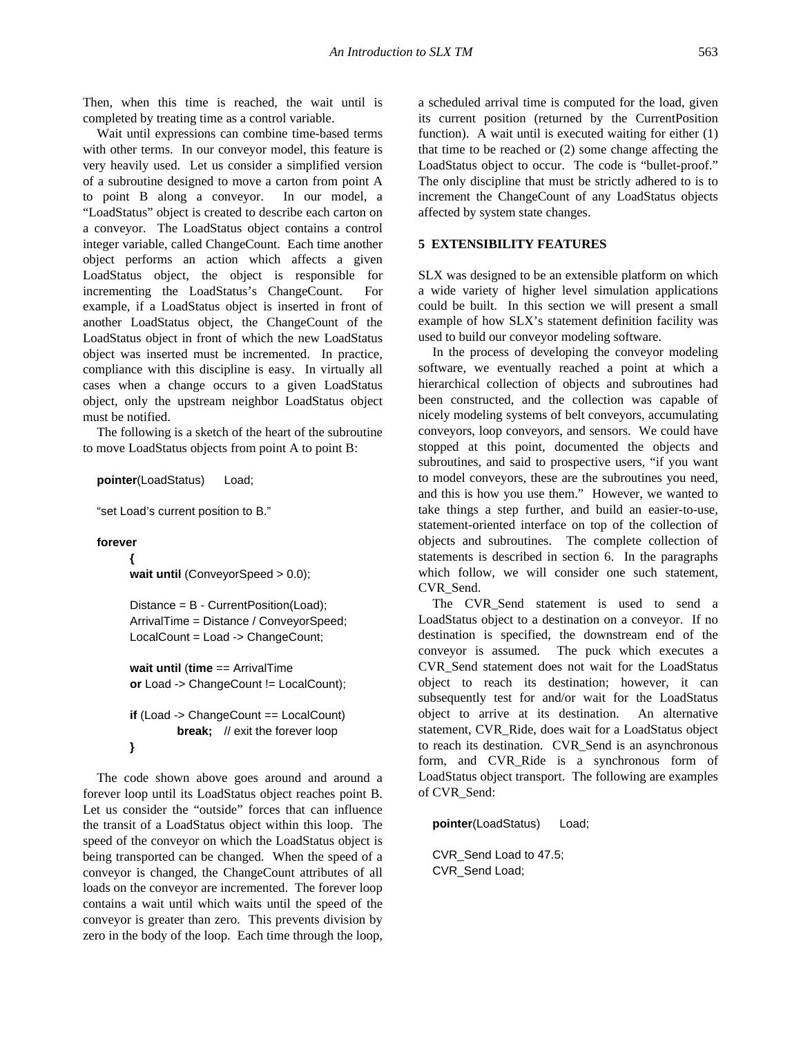Then, when this time is reached, the wait until is completed by treating time as a control variable.

Wait until expressions can combine time-based terms with other terms. In our conveyor model, this feature is very heavily used. Let us consider a simplified version of a subroutine designed to move a carton from point A to point B along a conveyor. In our model, a "LoadStatus" object is created to describe each carton on a conveyor. The LoadStatus object contains a control integer variable, called ChangeCount. Each time another object performs an action which affects a given LoadStatus object, the object is responsible for incrementing the LoadStatus's ChangeCount. For example, if a LoadStatus object is inserted in front of another LoadStatus object, the ChangeCount of the LoadStatus object in front of which the new LoadStatus object was inserted must be incremented. In practice, compliance with this discipline is easy. In virtually all cases when a change occurs to a given LoadStatus object, only the upstream neighbor LoadStatus object must be notified.

The following is a sketch of the heart of the subroutine to move LoadStatus objects from point A to point B:

```
pointer(LoadStatus)     Load;

"set Load's current position to B."

forever
        {
        wait until (ConveyorSpeed > 0.0);

        Distance = B - CurrentPosition(Load);
        ArrivalTime = Distance / ConveyorSpeed;
        LocalCount = Load -> ChangeCount;

        wait until (time == ArrivalTime
        or Load -> ChangeCount != LocalCount);

        if (Load -> ChangeCount == LocalCount)
                break;    // exit the forever loop
        }
```

The code shown above goes around and around a forever loop until its LoadStatus object reaches point B. Let us consider the "outside" forces that can influence the transit of a LoadStatus object within this loop. The speed of the conveyor on which the LoadStatus object is being transported can be changed. When the speed of a conveyor is changed, the ChangeCount attributes of all loads on the conveyor are incremented. The forever loop contains a wait until which waits until the speed of the conveyor is greater than zero. This prevents division by zero in the body of the loop. Each time through the loop, a scheduled arrival time is computed for the load, given its current position (returned by the CurrentPosition function). A wait until is executed waiting for either (1) that time to be reached or (2) some change affecting the LoadStatus object to occur. The code is "bullet-proof." The only discipline that must be strictly adhered to is to increment the ChangeCount of any LoadStatus objects affected by system state changes.

## 5 EXTENSIBILITY FEATURES

SLX was designed to be an extensible platform on which a wide variety of higher level simulation applications could be built. In this section we will present a small example of how SLX's statement definition facility was used to build our conveyor modeling software.

In the process of developing the conveyor modeling software, we eventually reached a point at which a hierarchical collection of objects and subroutines had been constructed, and the collection was capable of nicely modeling systems of belt conveyors, accumulating conveyors, loop conveyors, and sensors. We could have stopped at this point, documented the objects and subroutines, and said to prospective users, "if you want to model conveyors, these are the subroutines you need, and this is how you use them." However, we wanted to take things a step further, and build an easier-to-use, statement-oriented interface on top of the collection of objects and subroutines. The complete collection of statements is described in section 6. In the paragraphs which follow, we will consider one such statement, CVR_Send.

The CVR_Send statement is used to send a LoadStatus object to a destination on a conveyor. If no destination is specified, the downstream end of the conveyor is assumed. The puck which executes a CVR_Send statement does not wait for the LoadStatus object to reach its destination; however, it can subsequently test for and/or wait for the LoadStatus object to arrive at its destination. An alternative statement, CVR_Ride, does wait for a LoadStatus object to reach its destination. CVR_Send is an asynchronous form, and CVR_Ride is a synchronous form of LoadStatus object transport. The following are examples of CVR_Send:

```
pointer(LoadStatus)     Load;

CVR_Send Load to 47.5;
CVR_Send Load;
```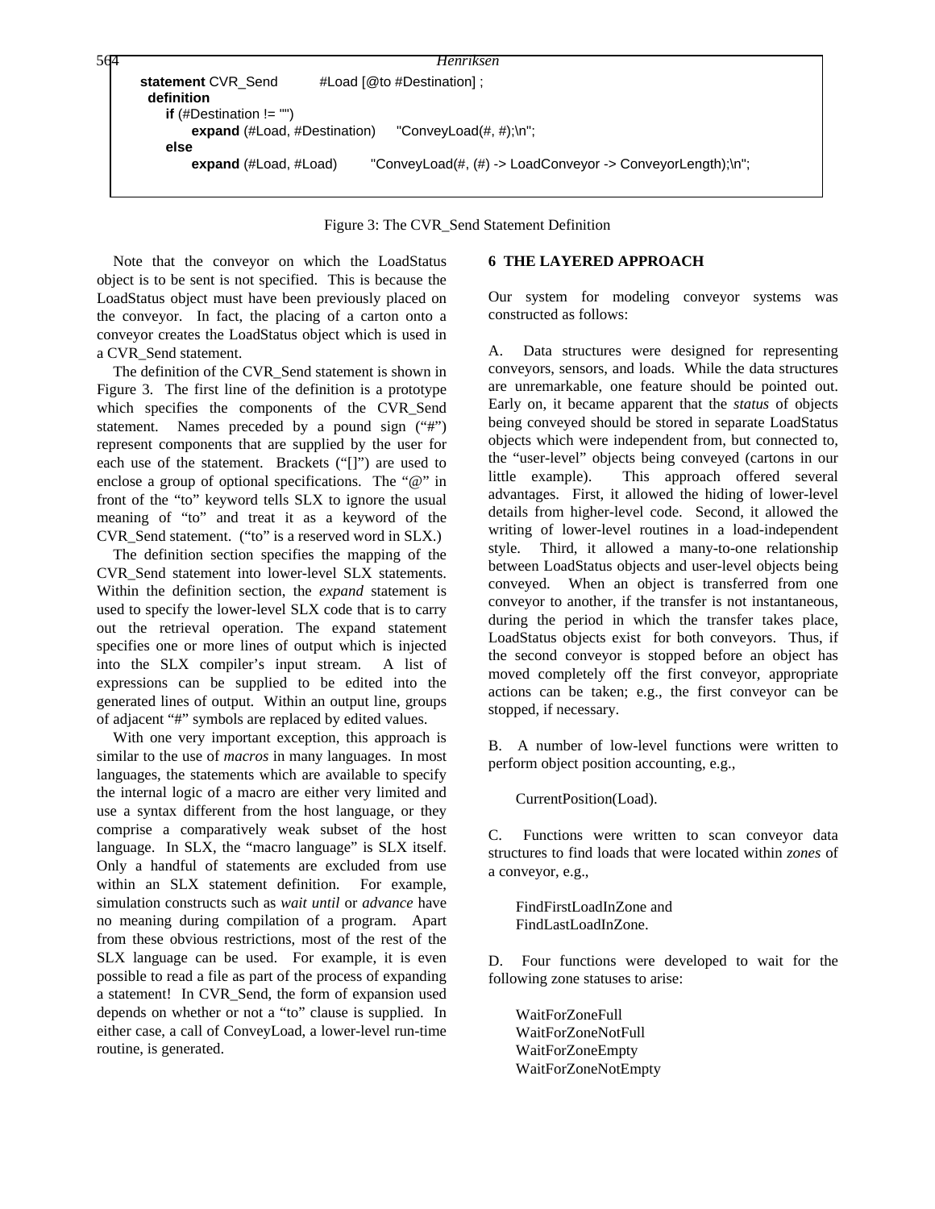```
statement CVR_Send          #Load [@to #Destination] ;
  definition
     if (#Destination != "")
          expand (#Load, #Destination)      "ConveyLoad(#, #);\n";
     else
          expand (#Load, #Load)        "ConveyLoad(#, (#) -> LoadConveyor -> ConveyorLength);\n";
```

Figure 3: The CVR_Send Statement Definition

Note that the conveyor on which the LoadStatus object is to be sent is not specified. This is because the LoadStatus object must have been previously placed on the conveyor. In fact, the placing of a carton onto a conveyor creates the LoadStatus object which is used in a CVR_Send statement.

The definition of the CVR_Send statement is shown in Figure 3. The first line of the definition is a prototype which specifies the components of the CVR_Send statement. Names preceded by a pound sign ("#") represent components that are supplied by the user for each use of the statement. Brackets ("[]") are used to enclose a group of optional specifications. The "@" in front of the "to" keyword tells SLX to ignore the usual meaning of "to" and treat it as a keyword of the CVR_Send statement. ("to" is a reserved word in SLX.)

The definition section specifies the mapping of the CVR_Send statement into lower-level SLX statements. Within the definition section, the *expand* statement is used to specify the lower-level SLX code that is to carry out the retrieval operation. The expand statement specifies one or more lines of output which is injected into the SLX compiler's input stream. A list of expressions can be supplied to be edited into the generated lines of output. Within an output line, groups of adjacent "#" symbols are replaced by edited values.

With one very important exception, this approach is similar to the use of *macros* in many languages. In most languages, the statements which are available to specify the internal logic of a macro are either very limited and use a syntax different from the host language, or they comprise a comparatively weak subset of the host language. In SLX, the "macro language" is SLX itself. Only a handful of statements are excluded from use within an SLX statement definition. For example, simulation constructs such as *wait until* or *advance* have no meaning during compilation of a program. Apart from these obvious restrictions, most of the rest of the SLX language can be used. For example, it is even possible to read a file as part of the process of expanding a statement! In CVR_Send, the form of expansion used depends on whether or not a "to" clause is supplied. In either case, a call of ConveyLoad, a lower-level run-time routine, is generated.

## 6 THE LAYERED APPROACH

Our system for modeling conveyor systems was constructed as follows:

A. Data structures were designed for representing conveyors, sensors, and loads. While the data structures are unremarkable, one feature should be pointed out. Early on, it became apparent that the *status* of objects being conveyed should be stored in separate LoadStatus objects which were independent from, but connected to, the "user-level" objects being conveyed (cartons in our little example). This approach offered several advantages. First, it allowed the hiding of lower-level details from higher-level code. Second, it allowed the writing of lower-level routines in a load-independent style. Third, it allowed a many-to-one relationship between LoadStatus objects and user-level objects being conveyed. When an object is transferred from one conveyor to another, if the transfer is not instantaneous, during the period in which the transfer takes place, LoadStatus objects exist for both conveyors. Thus, if the second conveyor is stopped before an object has moved completely off the first conveyor, appropriate actions can be taken; e.g., the first conveyor can be stopped, if necessary.

B. A number of low-level functions were written to perform object position accounting, e.g.,

CurrentPosition(Load).

C. Functions were written to scan conveyor data structures to find loads that were located within *zones* of a conveyor, e.g.,

FindFirstLoadInZone and
FindLastLoadInZone.

D. Four functions were developed to wait for the following zone statuses to arise:

WaitForZoneFull
WaitForZoneNotFull
WaitForZoneEmpty
WaitForZoneNotEmpty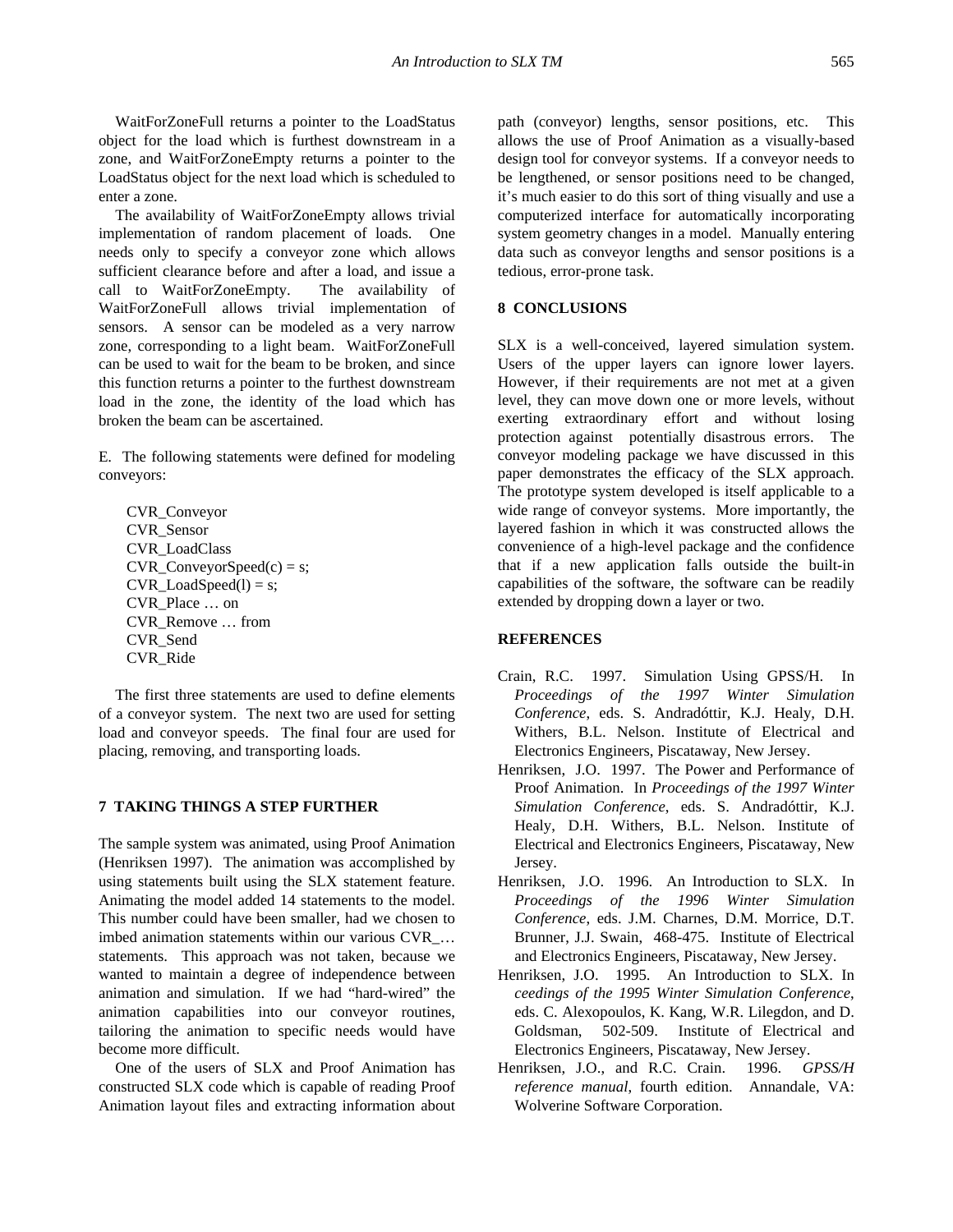WaitForZoneFull returns a pointer to the LoadStatus object for the load which is furthest downstream in a zone, and WaitForZoneEmpty returns a pointer to the LoadStatus object for the next load which is scheduled to enter a zone.

The availability of WaitForZoneEmpty allows trivial implementation of random placement of loads. One needs only to specify a conveyor zone which allows sufficient clearance before and after a load, and issue a call to WaitForZoneEmpty. The availability of WaitForZoneFull allows trivial implementation of sensors. A sensor can be modeled as a very narrow zone, corresponding to a light beam. WaitForZoneFull can be used to wait for the beam to be broken, and since this function returns a pointer to the furthest downstream load in the zone, the identity of the load which has broken the beam can be ascertained.

E. The following statements were defined for modeling conveyors:

```
CVR_Conveyor
CVR_Sensor
CVR_LoadClass
CVR_ConveyorSpeed(c) = s;
CVR_LoadSpeed(l) = s;
CVR_Place … on
CVR_Remove … from
CVR_Send
CVR_Ride
```

The first three statements are used to define elements of a conveyor system. The next two are used for setting load and conveyor speeds. The final four are used for placing, removing, and transporting loads.

## 7 TAKING THINGS A STEP FURTHER

The sample system was animated, using Proof Animation (Henriksen 1997). The animation was accomplished by using statements built using the SLX statement feature. Animating the model added 14 statements to the model. This number could have been smaller, had we chosen to imbed animation statements within our various CVR_… statements. This approach was not taken, because we wanted to maintain a degree of independence between animation and simulation. If we had "hard-wired" the animation capabilities into our conveyor routines, tailoring the animation to specific needs would have become more difficult.

One of the users of SLX and Proof Animation has constructed SLX code which is capable of reading Proof Animation layout files and extracting information about path (conveyor) lengths, sensor positions, etc. This allows the use of Proof Animation as a visually-based design tool for conveyor systems. If a conveyor needs to be lengthened, or sensor positions need to be changed, it's much easier to do this sort of thing visually and use a computerized interface for automatically incorporating system geometry changes in a model. Manually entering data such as conveyor lengths and sensor positions is a tedious, error-prone task.

## 8 CONCLUSIONS

SLX is a well-conceived, layered simulation system. Users of the upper layers can ignore lower layers. However, if their requirements are not met at a given level, they can move down one or more levels, without exerting extraordinary effort and without losing protection against potentially disastrous errors. The conveyor modeling package we have discussed in this paper demonstrates the efficacy of the SLX approach. The prototype system developed is itself applicable to a wide range of conveyor systems. More importantly, the layered fashion in which it was constructed allows the convenience of a high-level package and the confidence that if a new application falls outside the built-in capabilities of the software, the software can be readily extended by dropping down a layer or two.

## REFERENCES

Crain, R.C. 1997. Simulation Using GPSS/H. In *Proceedings of the 1997 Winter Simulation Conference*, eds. S. Andradóttir, K.J. Healy, D.H. Withers, B.L. Nelson. Institute of Electrical and Electronics Engineers, Piscataway, New Jersey.

Henriksen, J.O. 1997. The Power and Performance of Proof Animation. In *Proceedings of the 1997 Winter Simulation Conference*, eds. S. Andradóttir, K.J. Healy, D.H. Withers, B.L. Nelson. Institute of Electrical and Electronics Engineers, Piscataway, New Jersey.

Henriksen, J.O. 1996. An Introduction to SLX. In *Proceedings of the 1996 Winter Simulation Conference*, eds. J.M. Charnes, D.M. Morrice, D.T. Brunner, J.J. Swain, 468-475. Institute of Electrical and Electronics Engineers, Piscataway, New Jersey.

Henriksen, J.O. 1995. An Introduction to SLX. In *ceedings of the 1995 Winter Simulation Conference*, eds. C. Alexopoulos, K. Kang, W.R. Lilegdon, and D. Goldsman, 502-509. Institute of Electrical and Electronics Engineers, Piscataway, New Jersey.

Henriksen, J.O., and R.C. Crain. 1996. *GPSS/H reference manual*, fourth edition. Annandale, VA: Wolverine Software Corporation.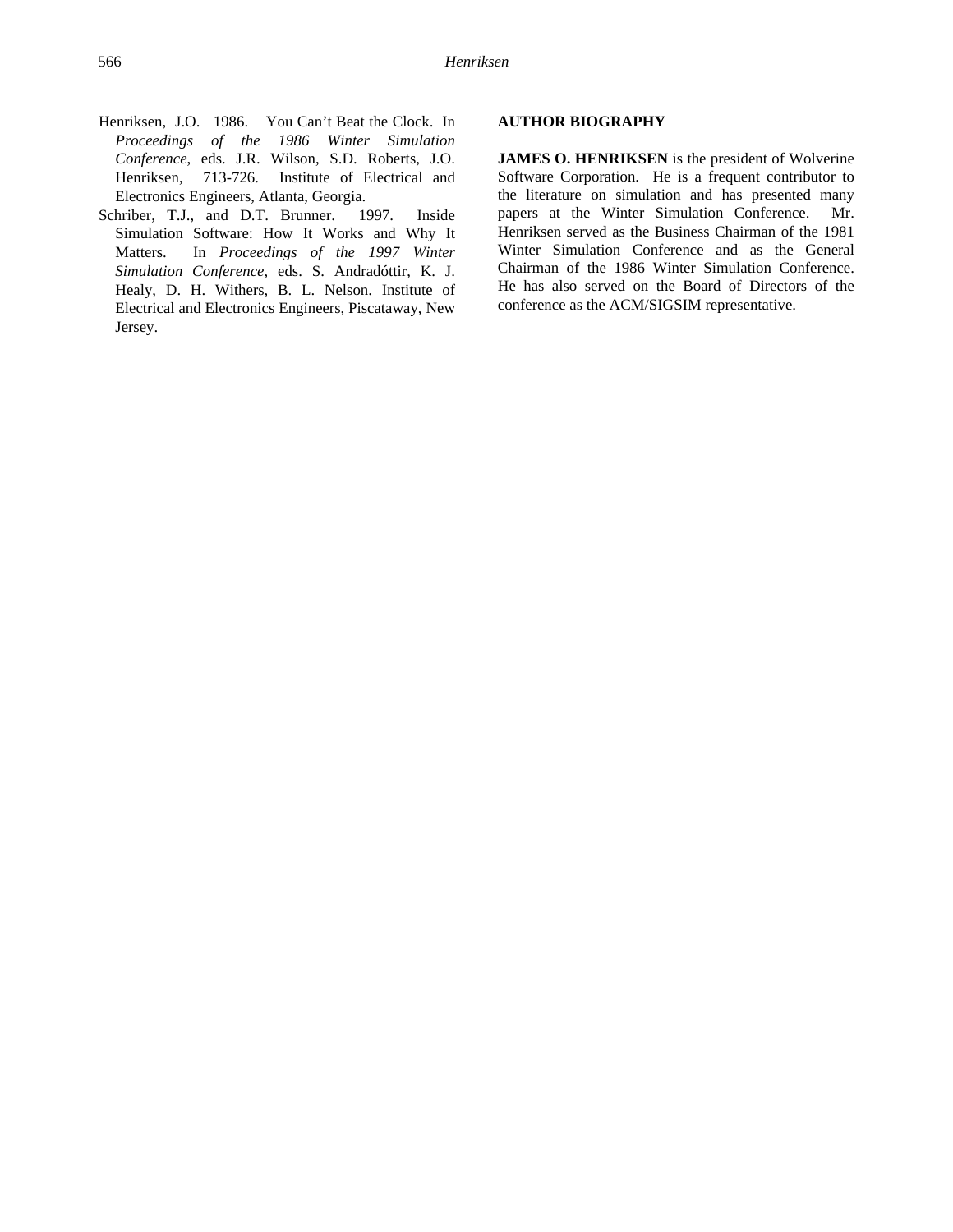Henriksen, J.O. 1986. You Can't Beat the Clock. In *Proceedings of the 1986 Winter Simulation Conference*, eds. J.R. Wilson, S.D. Roberts, J.O. Henriksen, 713-726. Institute of Electrical and Electronics Engineers, Atlanta, Georgia.

Schriber, T.J., and D.T. Brunner. 1997. Inside Simulation Software: How It Works and Why It Matters. In *Proceedings of the 1997 Winter Simulation Conference*, eds. S. Andradóttir, K. J. Healy, D. H. Withers, B. L. Nelson. Institute of Electrical and Electronics Engineers, Piscataway, New Jersey.

## AUTHOR BIOGRAPHY

**JAMES O. HENRIKSEN** is the president of Wolverine Software Corporation. He is a frequent contributor to the literature on simulation and has presented many papers at the Winter Simulation Conference. Mr. Henriksen served as the Business Chairman of the 1981 Winter Simulation Conference and as the General Chairman of the 1986 Winter Simulation Conference. He has also served on the Board of Directors of the conference as the ACM/SIGSIM representative.